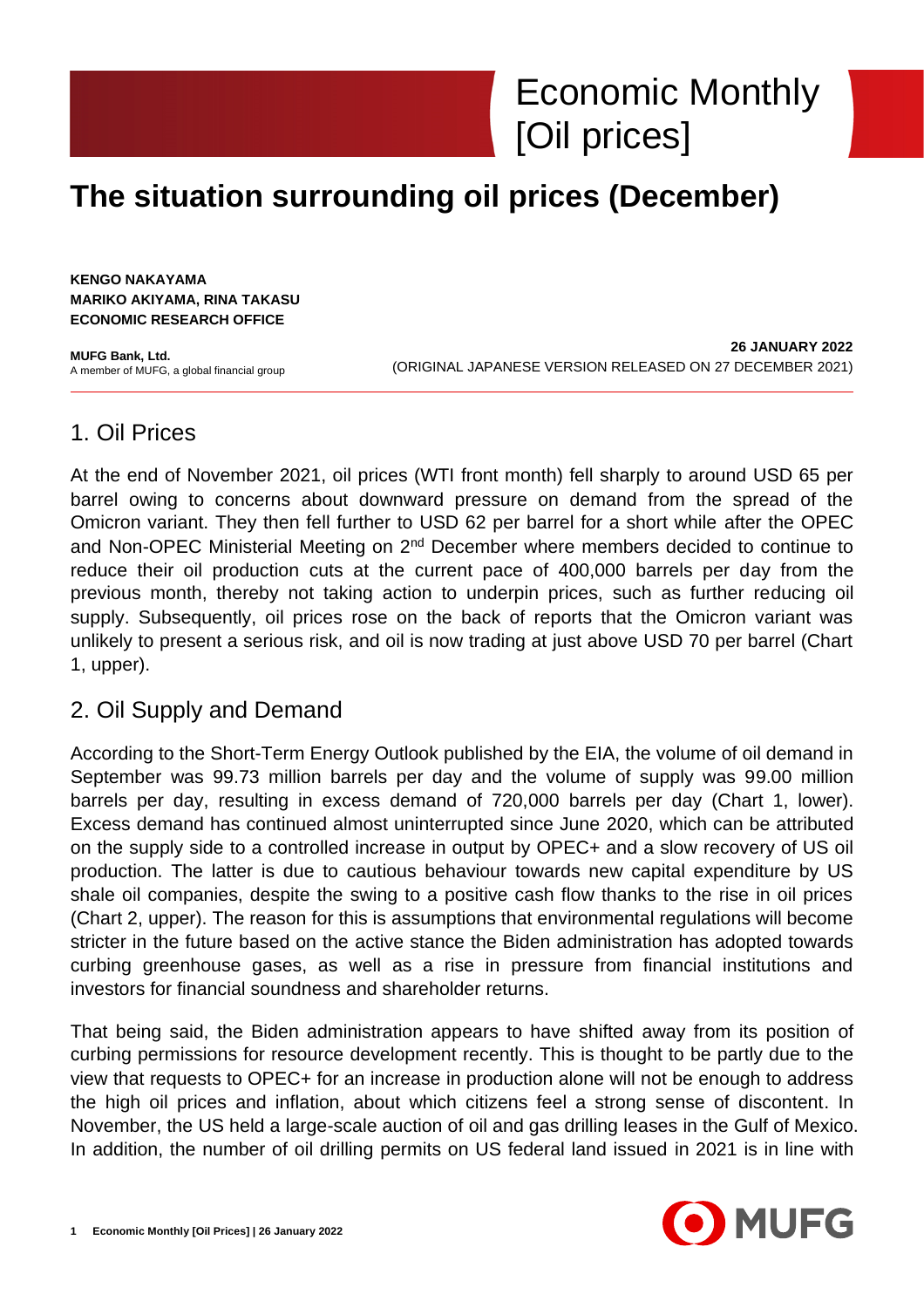# Economic Monthly [Oil prices]

# The situation surrounding oil prices (December)

**KENGO NAKAYAMA**
**MARIKO AKIYAMA, RINA TAKASU**
**ECONOMIC RESEARCH OFFICE**

**MUFG Bank, Ltd.**
A member of MUFG, a global financial group

**26 JANUARY 2022**
(ORIGINAL JAPANESE VERSION RELEASED ON 27 DECEMBER 2021)

## 1. Oil Prices

At the end of November 2021, oil prices (WTI front month) fell sharply to around USD 65 per barrel owing to concerns about downward pressure on demand from the spread of the Omicron variant. They then fell further to USD 62 per barrel for a short while after the OPEC and Non-OPEC Ministerial Meeting on 2nd December where members decided to continue to reduce their oil production cuts at the current pace of 400,000 barrels per day from the previous month, thereby not taking action to underpin prices, such as further reducing oil supply. Subsequently, oil prices rose on the back of reports that the Omicron variant was unlikely to present a serious risk, and oil is now trading at just above USD 70 per barrel (Chart 1, upper).

## 2. Oil Supply and Demand

According to the Short-Term Energy Outlook published by the EIA, the volume of oil demand in September was 99.73 million barrels per day and the volume of supply was 99.00 million barrels per day, resulting in excess demand of 720,000 barrels per day (Chart 1, lower). Excess demand has continued almost uninterrupted since June 2020, which can be attributed on the supply side to a controlled increase in output by OPEC+ and a slow recovery of US oil production. The latter is due to cautious behaviour towards new capital expenditure by US shale oil companies, despite the swing to a positive cash flow thanks to the rise in oil prices (Chart 2, upper). The reason for this is assumptions that environmental regulations will become stricter in the future based on the active stance the Biden administration has adopted towards curbing greenhouse gases, as well as a rise in pressure from financial institutions and investors for financial soundness and shareholder returns.

That being said, the Biden administration appears to have shifted away from its position of curbing permissions for resource development recently. This is thought to be partly due to the view that requests to OPEC+ for an increase in production alone will not be enough to address the high oil prices and inflation, about which citizens feel a strong sense of discontent. In November, the US held a large-scale auction of oil and gas drilling leases in the Gulf of Mexico. In addition, the number of oil drilling permits on US federal land issued in 2021 is in line with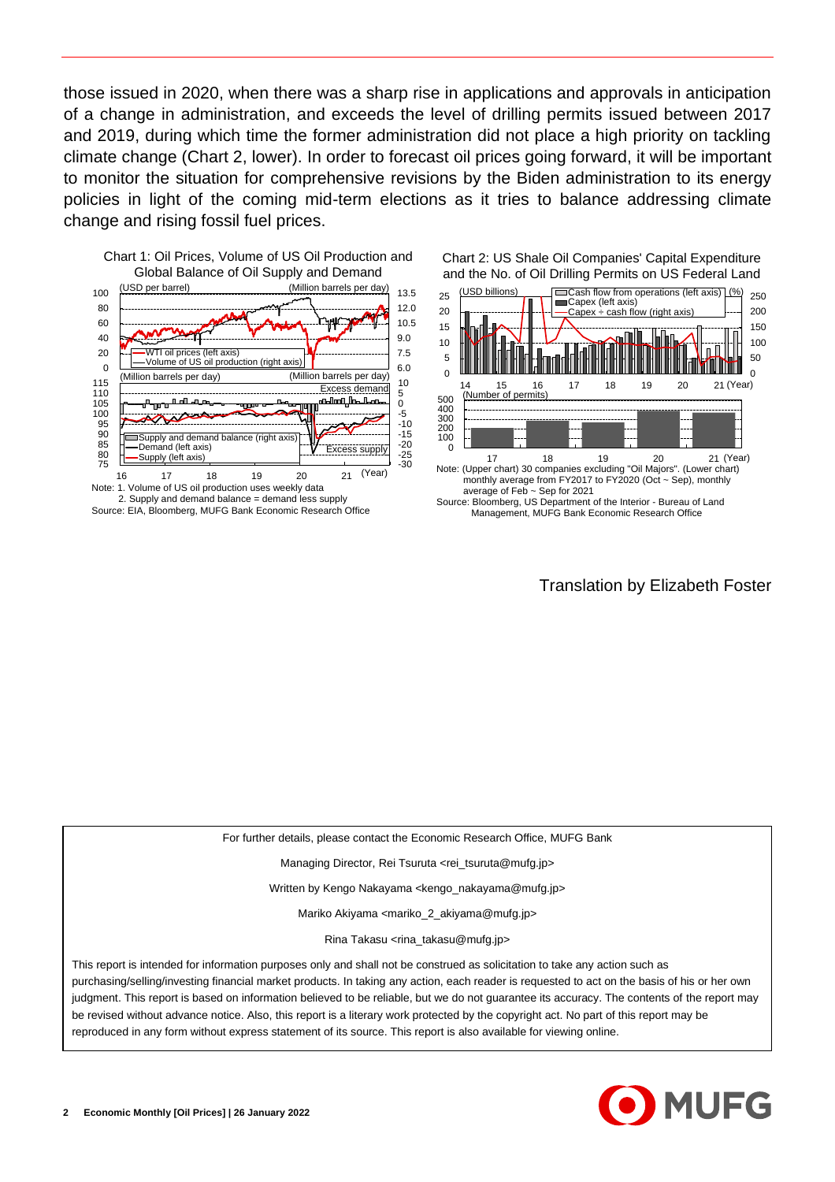those issued in 2020, when there was a sharp rise in applications and approvals in anticipation of a change in administration, and exceeds the level of drilling permits issued between 2017 and 2019, during which time the former administration did not place a high priority on tackling climate change (Chart 2, lower). In order to forecast oil prices going forward, it will be important to monitor the situation for comprehensive revisions by the Biden administration to its energy policies in light of the coming mid-term elections as it tries to balance addressing climate change and rising fossil fuel prices.

Chart 1: Oil Prices, Volume of US Oil Production and Global Balance of Oil Supply and Demand

(USD per barrel)
(Million barrels per day)
100
80
60
40
20
0
13.5
12.0
10.5
9.0
7.5
6.0
WTI oil prices (left axis)
Volume of US oil production (right axis)

(Million barrels per day)
(Million barrels per day)
115
110
105
100
95
90
85
80
75
10
5
0
-5
-10
-15
-20
-25
-30
Excess demand
Excess supply
Supply and demand balance (right axis)
Demand (left axis)
Supply (left axis)
16
17
18
19
20
21
(Year)

Note: 1. Volume of US oil production uses weekly data
2. Supply and demand balance = demand less supply
Source: EIA, Bloomberg, MUFG Bank Economic Research Office

Chart 2: US Shale Oil Companies' Capital Expenditure and the No. of Oil Drilling Permits on US Federal Land

(USD billions)
(%)
25
20
15
10
5
0
250
200
150
100
50
0
Cash flow from operations (left axis)
Capex (left axis)
Capex ÷ cash flow (right axis)
14
15
16
17
18
19
20
21 (Year)

(Number of permits)
500
400
300
200
100
0
17
18
19
20
21 (Year)

Note: (Upper chart) 30 companies excluding "Oil Majors". (Lower chart) monthly average from FY2017 to FY2020 (Oct ~ Sep), monthly average of Feb ~ Sep for 2021
Source: Bloomberg, US Department of the Interior - Bureau of Land Management, MUFG Bank Economic Research Office

Translation by Elizabeth Foster

For further details, please contact the Economic Research Office, MUFG Bank

Managing Director, Rei Tsuruta <rei_tsuruta@mufg.jp>

Written by Kengo Nakayama <kengo_nakayama@mufg.jp>

Mariko Akiyama <mariko_2_akiyama@mufg.jp>

Rina Takasu <rina_takasu@mufg.jp>

This report is intended for information purposes only and shall not be construed as solicitation to take any action such as purchasing/selling/investing financial market products. In taking any action, each reader is requested to act on the basis of his or her own judgment. This report is based on information believed to be reliable, but we do not guarantee its accuracy. The contents of the report may be revised without advance notice. Also, this report is a literary work protected by the copyright act. No part of this report may be reproduced in any form without express statement of its source. This report is also available for viewing online.